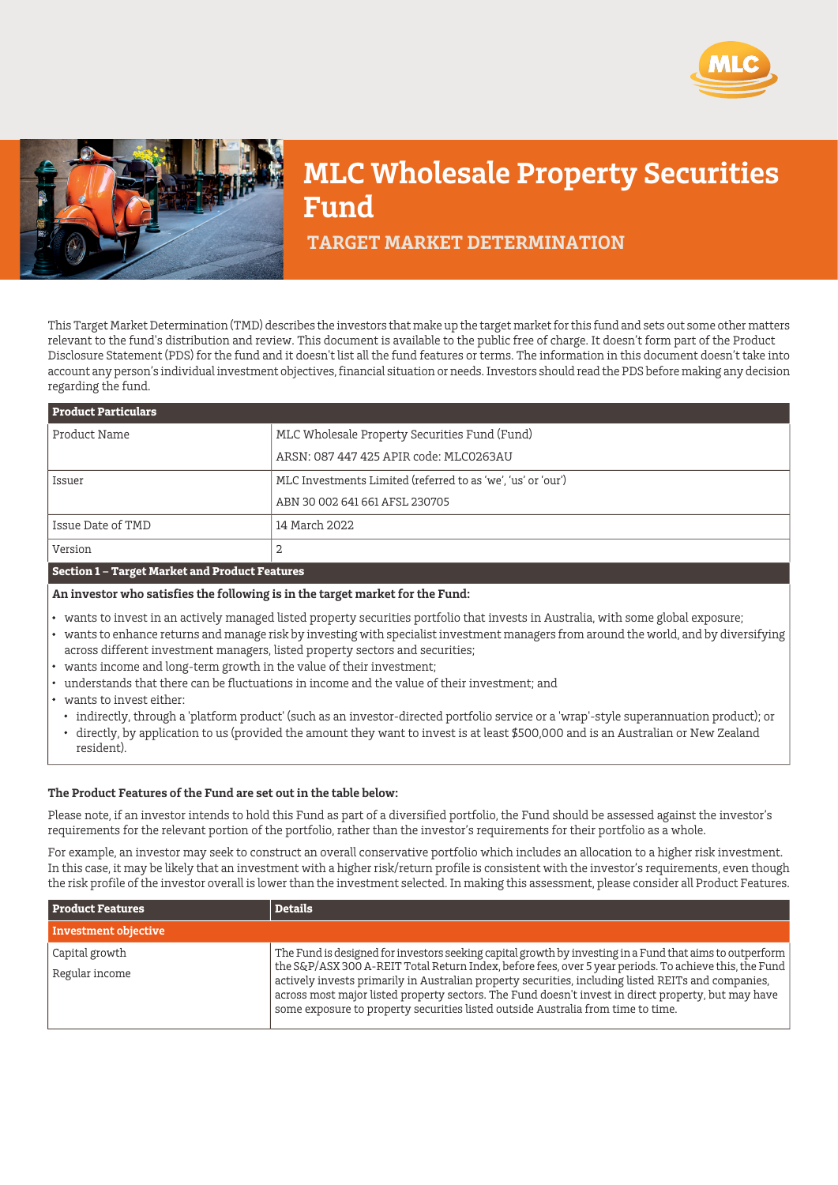# MLC Wholesale Property Securities Fund

## TARGET MARKET DETERMINATION

This Target Market Determination (TMD) describes the investors that make up the target market for this fund and sets out some other matters relevant to the fund's distribution and review. This document is available to the public free of charge. It doesn't form part of the Product Disclosure Statement (PDS) for the fund and it doesn't list all the fund features or terms. The information in this document doesn't take into account any person's individual investment objectives, financial situation or needs. Investors should read the PDS before making any decision regarding the fund.

| **Product Particulars** | |
|---|---|
| Product Name | MLC Wholesale Property Securities Fund (Fund)<br>ARSN: 087 447 425 APIR code: MLC0263AU |
| Issuer | MLC Investments Limited (referred to as 'we', 'us' or 'our')<br>ABN 30 002 641 661 AFSL 230705 |
| Issue Date of TMD | 14 March 2022 |
| Version | 2 |

**Section 1 – Target Market and Product Features**

**An investor who satisfies the following is in the target market for the Fund:**

- wants to invest in an actively managed listed property securities portfolio that invests in Australia, with some global exposure;
- wants to enhance returns and manage risk by investing with specialist investment managers from around the world, and by diversifying across different investment managers, listed property sectors and securities;
- wants income and long-term growth in the value of their investment;
- understands that there can be fluctuations in income and the value of their investment; and
- wants to invest either:
  - indirectly, through a 'platform product' (such as an investor-directed portfolio service or a 'wrap'-style superannuation product); or
  - directly, by application to us (provided the amount they want to invest is at least $500,000 and is an Australian or New Zealand resident).

**The Product Features of the Fund are set out in the table below:**

Please note, if an investor intends to hold this Fund as part of a diversified portfolio, the Fund should be assessed against the investor's requirements for the relevant portion of the portfolio, rather than the investor's requirements for their portfolio as a whole.

For example, an investor may seek to construct an overall conservative portfolio which includes an allocation to a higher risk investment. In this case, it may be likely that an investment with a higher risk/return profile is consistent with the investor's requirements, even though the risk profile of the investor overall is lower than the investment selected. In making this assessment, please consider all Product Features.

| Product Features | Details |
|---|---|
| **Investment objective** | |
| Capital growth<br>Regular income | The Fund is designed for investors seeking capital growth by investing in a Fund that aims to outperform the S&P/ASX 300 A-REIT Total Return Index, before fees, over 5 year periods. To achieve this, the Fund actively invests primarily in Australian property securities, including listed REITs and companies, across most major listed property sectors. The Fund doesn't invest in direct property, but may have some exposure to property securities listed outside Australia from time to time. |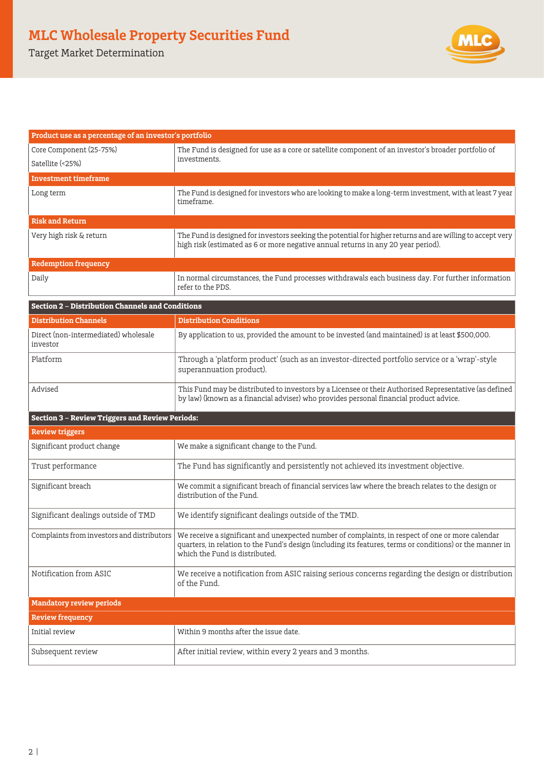| Product use as a percentage of an investor's portfolio | |
|---|---|
| Core Component (25-75%)<br>Satellite (<25%) | The Fund is designed for use as a core or satellite component of an investor's broader portfolio of investments. |
| **Investment timeframe** | |
| Long term | The Fund is designed for investors who are looking to make a long-term investment, with at least 7 year timeframe. |
| **Risk and Return** | |
| Very high risk & return | The Fund is designed for investors seeking the potential for higher returns and are willing to accept very high risk (estimated as 6 or more negative annual returns in any 20 year period). |
| **Redemption frequency** | |
| Daily | In normal circumstances, the Fund processes withdrawals each business day. For further information refer to the PDS. |

## Section 2 – Distribution Channels and Conditions

| Distribution Channels | Distribution Conditions |
|---|---|
| Direct (non-intermediated) wholesale investor | By application to us, provided the amount to be invested (and maintained) is at least $500,000. |
| Platform | Through a 'platform product' (such as an investor-directed portfolio service or a 'wrap'-style superannuation product). |
| Advised | This Fund may be distributed to investors by a Licensee or their Authorised Representative (as defined by law) (known as a financial adviser) who provides personal financial product advice. |

## Section 3 – Review Triggers and Review Periods:

| Review triggers | |
|---|---|
| Significant product change | We make a significant change to the Fund. |
| Trust performance | The Fund has significantly and persistently not achieved its investment objective. |
| Significant breach | We commit a significant breach of financial services law where the breach relates to the design or distribution of the Fund. |
| Significant dealings outside of TMD | We identify significant dealings outside of the TMD. |
| Complaints from investors and distributors | We receive a significant and unexpected number of complaints, in respect of one or more calendar quarters, in relation to the Fund's design (including its features, terms or conditions) or the manner in which the Fund is distributed. |
| Notification from ASIC | We receive a notification from ASIC raising serious concerns regarding the design or distribution of the Fund. |

| Mandatory review periods | |
|---|---|
| **Review frequency** | |
| Initial review | Within 9 months after the issue date. |
| Subsequent review | After initial review, within every 2 years and 3 months. |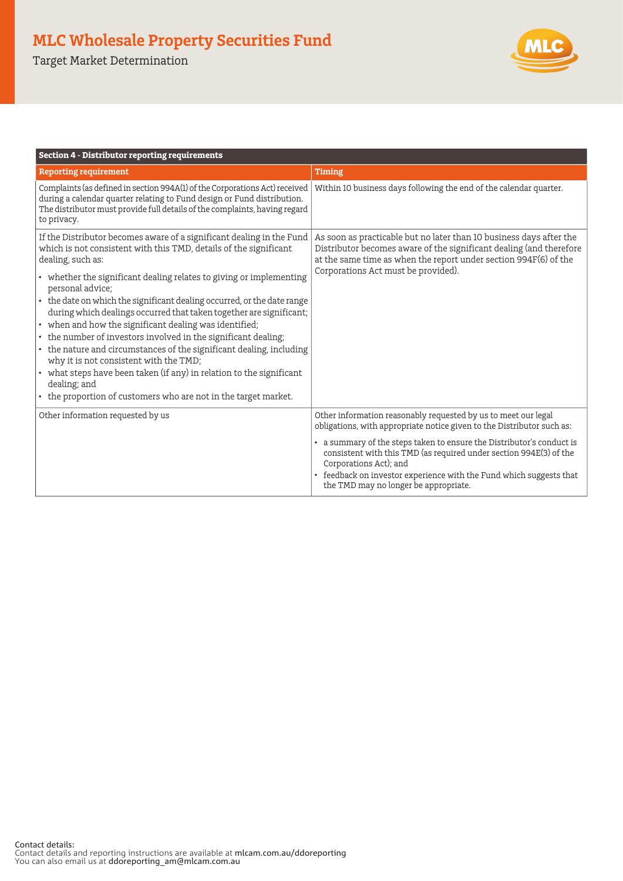| Section 4 - Distributor reporting requirements | |
|---|---|
| **Reporting requirement** | **Timing** |
| Complaints (as defined in section 994A(1) of the Corporations Act) received during a calendar quarter relating to Fund design or Fund distribution. The distributor must provide full details of the complaints, having regard to privacy. | Within 10 business days following the end of the calendar quarter. |
| If the Distributor becomes aware of a significant dealing in the Fund which is not consistent with this TMD, details of the significant dealing, such as:<br>• whether the significant dealing relates to giving or implementing personal advice;<br>• the date on which the significant dealing occurred, or the date range during which dealings occurred that taken together are significant;<br>• when and how the significant dealing was identified;<br>• the number of investors involved in the significant dealing;<br>• the nature and circumstances of the significant dealing, including why it is not consistent with the TMD;<br>• what steps have been taken (if any) in relation to the significant dealing; and<br>• the proportion of customers who are not in the target market. | As soon as practicable but no later than 10 business days after the Distributor becomes aware of the significant dealing (and therefore at the same time as when the report under section 994F(6) of the Corporations Act must be provided). |
| Other information requested by us | Other information reasonably requested by us to meet our legal obligations, with appropriate notice given to the Distributor such as:<br>• a summary of the steps taken to ensure the Distributor's conduct is consistent with this TMD (as required under section 994E(3) of the Corporations Act); and<br>• feedback on investor experience with the Fund which suggests that the TMD may no longer be appropriate. |

Contact details:
Contact details and reporting instructions are available at mlcam.com.au/ddoreporting
You can also email us at ddoreporting_am@mlcam.com.au